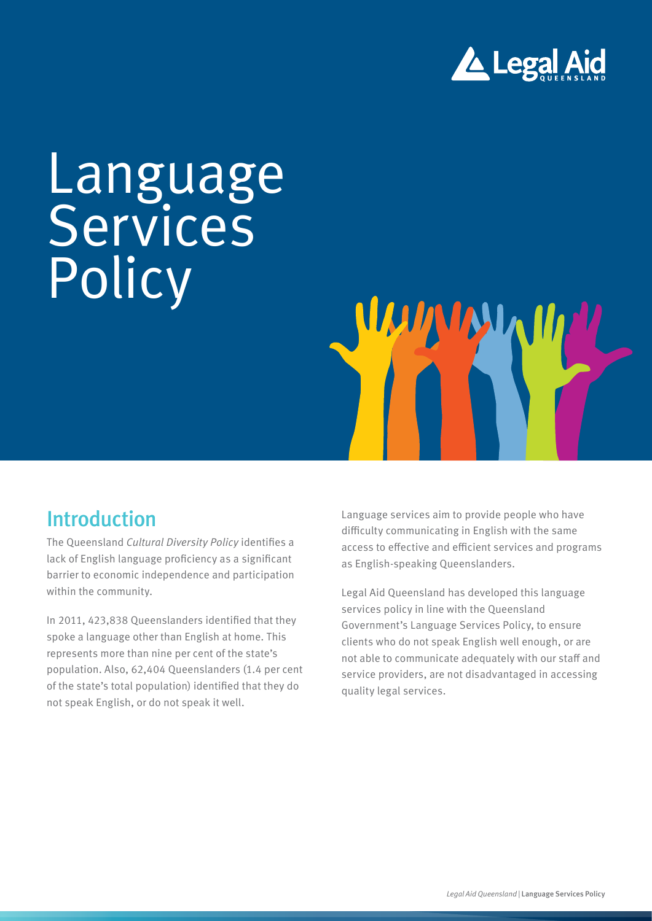# Language Services Policy

## Introduction

The Queensland *Cultural Diversity Policy* identifies a lack of English language proficiency as a significant barrier to economic independence and participation within the community.

In 2011, 423,838 Queenslanders identified that they spoke a language other than English at home. This represents more than nine per cent of the state's population. Also, 62,404 Queenslanders (1.4 per cent of the state's total population) identified that they do not speak English, or do not speak it well.

Language services aim to provide people who have difficulty communicating in English with the same access to effective and efficient services and programs as English-speaking Queenslanders.

Legal Aid Queensland has developed this language services policy in line with the Queensland Government's Language Services Policy, to ensure clients who do not speak English well enough, or are not able to communicate adequately with our staff and service providers, are not disadvantaged in accessing quality legal services.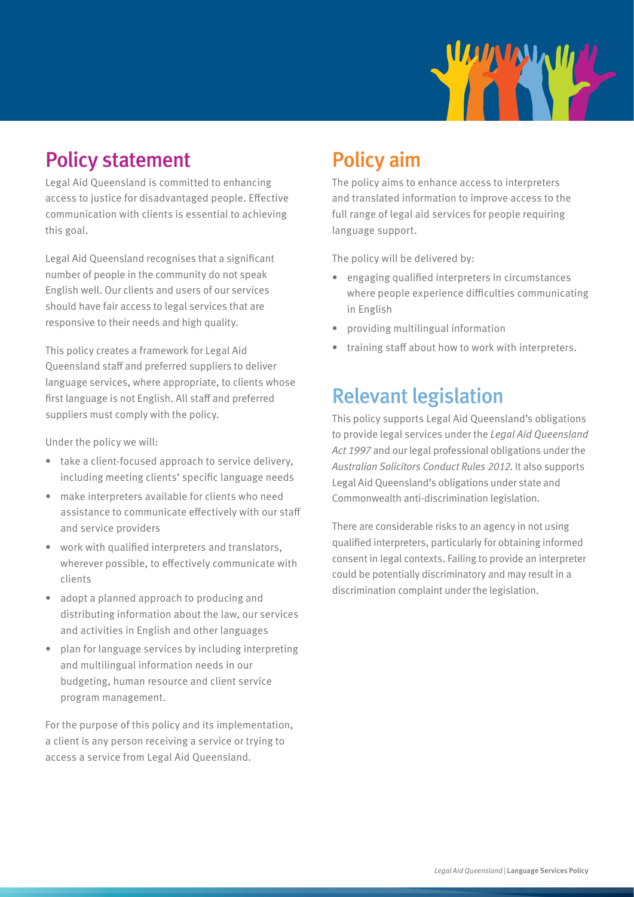## Policy statement

Legal Aid Queensland is committed to enhancing access to justice for disadvantaged people. Effective communication with clients is essential to achieving this goal.

Legal Aid Queensland recognises that a significant number of people in the community do not speak English well. Our clients and users of our services should have fair access to legal services that are responsive to their needs and high quality.

This policy creates a framework for Legal Aid Queensland staff and preferred suppliers to deliver language services, where appropriate, to clients whose first language is not English. All staff and preferred suppliers must comply with the policy.

Under the policy we will:

- take a client-focused approach to service delivery, including meeting clients' specific language needs
- make interpreters available for clients who need assistance to communicate effectively with our staff and service providers
- work with qualified interpreters and translators, wherever possible, to effectively communicate with clients
- adopt a planned approach to producing and distributing information about the law, our services and activities in English and other languages
- plan for language services by including interpreting and multilingual information needs in our budgeting, human resource and client service program management.

For the purpose of this policy and its implementation, a client is any person receiving a service or trying to access a service from Legal Aid Queensland.

## Policy aim

The policy aims to enhance access to interpreters and translated information to improve access to the full range of legal aid services for people requiring language support.

The policy will be delivered by:

- engaging qualified interpreters in circumstances where people experience difficulties communicating in English
- providing multilingual information
- training staff about how to work with interpreters.

## Relevant legislation

This policy supports Legal Aid Queensland's obligations to provide legal services under the *Legal Aid Queensland Act 1997* and our legal professional obligations under the *Australian Solicitors Conduct Rules 2012*. It also supports Legal Aid Queensland's obligations under state and Commonwealth anti-discrimination legislation.

There are considerable risks to an agency in not using qualified interpreters, particularly for obtaining informed consent in legal contexts. Failing to provide an interpreter could be potentially discriminatory and may result in a discrimination complaint under the legislation.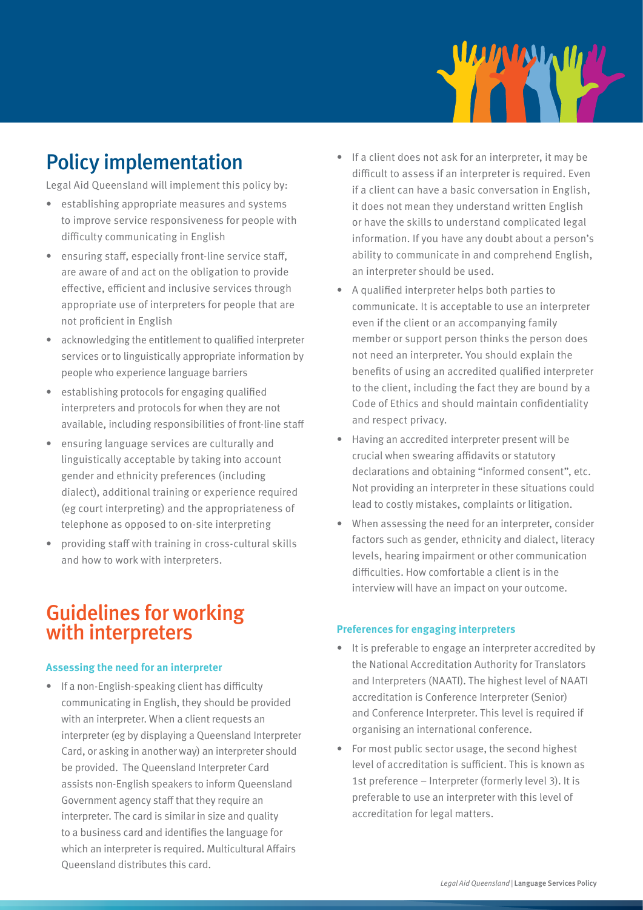## Policy implementation

Legal Aid Queensland will implement this policy by:

- establishing appropriate measures and systems to improve service responsiveness for people with difficulty communicating in English
- ensuring staff, especially front-line service staff, are aware of and act on the obligation to provide effective, efficient and inclusive services through appropriate use of interpreters for people that are not proficient in English
- acknowledging the entitlement to qualified interpreter services or to linguistically appropriate information by people who experience language barriers
- establishing protocols for engaging qualified interpreters and protocols for when they are not available, including responsibilities of front-line staff
- ensuring language services are culturally and linguistically acceptable by taking into account gender and ethnicity preferences (including dialect), additional training or experience required (eg court interpreting) and the appropriateness of telephone as opposed to on-site interpreting
- providing staff with training in cross-cultural skills and how to work with interpreters.

## Guidelines for working with interpreters

#### Assessing the need for an interpreter

- If a non-English-speaking client has difficulty communicating in English, they should be provided with an interpreter. When a client requests an interpreter (eg by displaying a Queensland Interpreter Card, or asking in another way) an interpreter should be provided. The Queensland Interpreter Card assists non-English speakers to inform Queensland Government agency staff that they require an interpreter. The card is similar in size and quality to a business card and identifies the language for which an interpreter is required. Multicultural Affairs Queensland distributes this card.
- If a client does not ask for an interpreter, it may be difficult to assess if an interpreter is required. Even if a client can have a basic conversation in English, it does not mean they understand written English or have the skills to understand complicated legal information. If you have any doubt about a person's ability to communicate in and comprehend English, an interpreter should be used.
- A qualified interpreter helps both parties to communicate. It is acceptable to use an interpreter even if the client or an accompanying family member or support person thinks the person does not need an interpreter. You should explain the benefits of using an accredited qualified interpreter to the client, including the fact they are bound by a Code of Ethics and should maintain confidentiality and respect privacy.
- Having an accredited interpreter present will be crucial when swearing affidavits or statutory declarations and obtaining "informed consent", etc. Not providing an interpreter in these situations could lead to costly mistakes, complaints or litigation.
- When assessing the need for an interpreter, consider factors such as gender, ethnicity and dialect, literacy levels, hearing impairment or other communication difficulties. How comfortable a client is in the interview will have an impact on your outcome.

#### Preferences for engaging interpreters

- It is preferable to engage an interpreter accredited by the National Accreditation Authority for Translators and Interpreters (NAATI). The highest level of NAATI accreditation is Conference Interpreter (Senior) and Conference Interpreter. This level is required if organising an international conference.
- For most public sector usage, the second highest level of accreditation is sufficient. This is known as 1st preference – Interpreter (formerly level 3). It is preferable to use an interpreter with this level of accreditation for legal matters.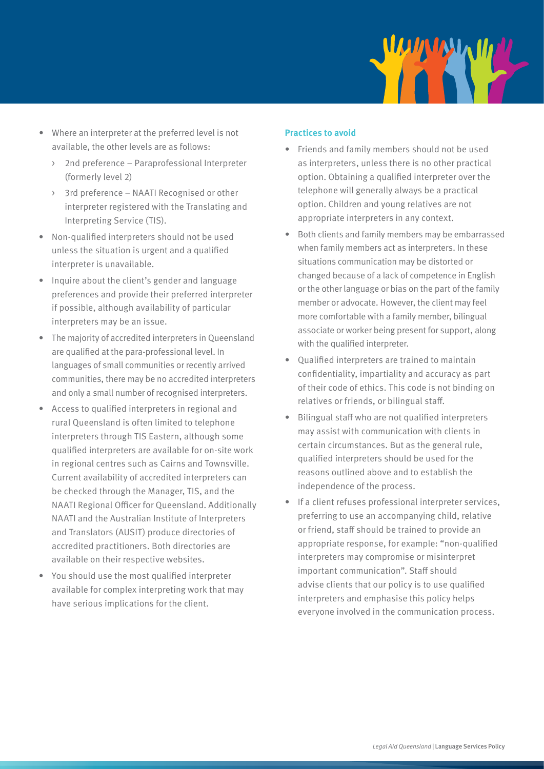- Where an interpreter at the preferred level is not available, the other levels are as follows:
  - 2nd preference – Paraprofessional Interpreter (formerly level 2)
  - 3rd preference – NAATI Recognised or other interpreter registered with the Translating and Interpreting Service (TIS).
- Non-qualified interpreters should not be used unless the situation is urgent and a qualified interpreter is unavailable.
- Inquire about the client's gender and language preferences and provide their preferred interpreter if possible, although availability of particular interpreters may be an issue.
- The majority of accredited interpreters in Queensland are qualified at the para-professional level. In languages of small communities or recently arrived communities, there may be no accredited interpreters and only a small number of recognised interpreters.
- Access to qualified interpreters in regional and rural Queensland is often limited to telephone interpreters through TIS Eastern, although some qualified interpreters are available for on-site work in regional centres such as Cairns and Townsville. Current availability of accredited interpreters can be checked through the Manager, TIS, and the NAATI Regional Officer for Queensland. Additionally NAATI and the Australian Institute of Interpreters and Translators (AUSIT) produce directories of accredited practitioners. Both directories are available on their respective websites.
- You should use the most qualified interpreter available for complex interpreting work that may have serious implications for the client.

### Practices to avoid

- Friends and family members should not be used as interpreters, unless there is no other practical option. Obtaining a qualified interpreter over the telephone will generally always be a practical option. Children and young relatives are not appropriate interpreters in any context.
- Both clients and family members may be embarrassed when family members act as interpreters. In these situations communication may be distorted or changed because of a lack of competence in English or the other language or bias on the part of the family member or advocate. However, the client may feel more comfortable with a family member, bilingual associate or worker being present for support, along with the qualified interpreter.
- Qualified interpreters are trained to maintain confidentiality, impartiality and accuracy as part of their code of ethics. This code is not binding on relatives or friends, or bilingual staff.
- Bilingual staff who are not qualified interpreters may assist with communication with clients in certain circumstances. But as the general rule, qualified interpreters should be used for the reasons outlined above and to establish the independence of the process.
- If a client refuses professional interpreter services, preferring to use an accompanying child, relative or friend, staff should be trained to provide an appropriate response, for example: "non-qualified interpreters may compromise or misinterpret important communication". Staff should advise clients that our policy is to use qualified interpreters and emphasise this policy helps everyone involved in the communication process.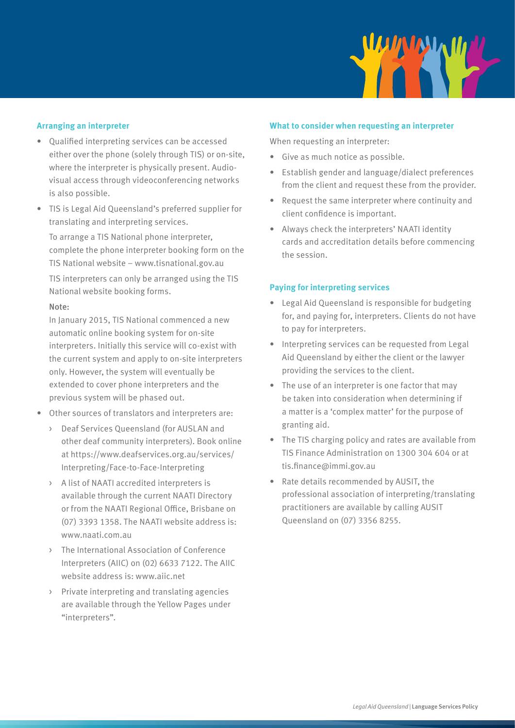## Arranging an interpreter

- Qualified interpreting services can be accessed either over the phone (solely through TIS) or on-site, where the interpreter is physically present. Audio-visual access through videoconferencing networks is also possible.
- TIS is Legal Aid Queensland's preferred supplier for translating and interpreting services.

  To arrange a TIS National phone interpreter, complete the phone interpreter booking form on the TIS National website – www.tisnational.gov.au

  TIS interpreters can only be arranged using the TIS National website booking forms.

  Note:

  In January 2015, TIS National commenced a new automatic online booking system for on-site interpreters. Initially this service will co-exist with the current system and apply to on-site interpreters only. However, the system will eventually be extended to cover phone interpreters and the previous system will be phased out.
- Other sources of translators and interpreters are:
  - Deaf Services Queensland (for AUSLAN and other deaf community interpreters). Book online at https://www.deafservices.org.au/services/Interpreting/Face-to-Face-Interpreting
  - A list of NAATI accredited interpreters is available through the current NAATI Directory or from the NAATI Regional Office, Brisbane on (07) 3393 1358. The NAATI website address is: www.naati.com.au
  - The International Association of Conference Interpreters (AIIC) on (02) 6633 7122. The AIIC website address is: www.aiic.net
  - Private interpreting and translating agencies are available through the Yellow Pages under "interpreters".

## What to consider when requesting an interpreter

When requesting an interpreter:

- Give as much notice as possible.
- Establish gender and language/dialect preferences from the client and request these from the provider.
- Request the same interpreter where continuity and client confidence is important.
- Always check the interpreters' NAATI identity cards and accreditation details before commencing the session.

## Paying for interpreting services

- Legal Aid Queensland is responsible for budgeting for, and paying for, interpreters. Clients do not have to pay for interpreters.
- Interpreting services can be requested from Legal Aid Queensland by either the client or the lawyer providing the services to the client.
- The use of an interpreter is one factor that may be taken into consideration when determining if a matter is a 'complex matter' for the purpose of granting aid.
- The TIS charging policy and rates are available from TIS Finance Administration on 1300 304 604 or at tis.finance@immi.gov.au
- Rate details recommended by AUSIT, the professional association of interpreting/translating practitioners are available by calling AUSIT Queensland on (07) 3356 8255.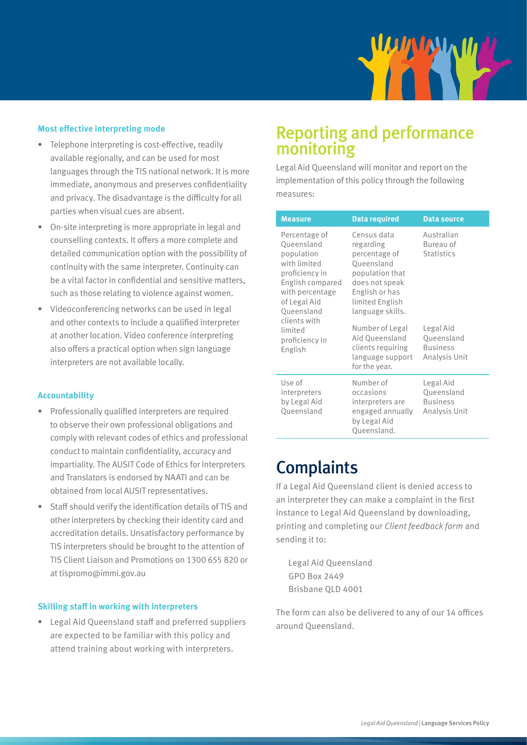### Most effective interpreting mode

- Telephone interpreting is cost-effective, readily available regionally, and can be used for most languages through the TIS national network. It is more immediate, anonymous and preserves confidentiality and privacy. The disadvantage is the difficulty for all parties when visual cues are absent.
- On-site interpreting is more appropriate in legal and counselling contexts. It offers a more complete and detailed communication option with the possibility of continuity with the same interpreter. Continuity can be a vital factor in confidential and sensitive matters, such as those relating to violence against women.
- Videoconferencing networks can be used in legal and other contexts to include a qualified interpreter at another location. Video conference interpreting also offers a practical option when sign language interpreters are not available locally.

### Accountability

- Professionally qualified interpreters are required to observe their own professional obligations and comply with relevant codes of ethics and professional conduct to maintain confidentiality, accuracy and impartiality. The AUSIT Code of Ethics for Interpreters and Translators is endorsed by NAATI and can be obtained from local AUSIT representatives.
- Staff should verify the identification details of TIS and other interpreters by checking their identity card and accreditation details. Unsatisfactory performance by TIS interpreters should be brought to the attention of TIS Client Liaison and Promotions on 1300 655 820 or at tispromo@immi.gov.au

### Skilling staff in working with interpreters

- Legal Aid Queensland staff and preferred suppliers are expected to be familiar with this policy and attend training about working with interpreters.

## Reporting and performance monitoring

Legal Aid Queensland will monitor and report on the implementation of this policy through the following measures:

| Measure | Data required | Data source |
|---|---|---|
| Percentage of Queensland population with limited proficiency in English compared with percentage of Legal Aid Queensland clients with limited proficiency in English | Census data regarding percentage of Queensland population that does not speak English or has limited English language skills. | Australian Bureau of Statistics |
| | Number of Legal Aid Queensland clients requiring language support for the year. | Legal Aid Queensland Business Analysis Unit |
| Use of interpreters by Legal Aid Queensland | Number of occasions interpreters are engaged annually by Legal Aid Queensland. | Legal Aid Queensland Business Analysis Unit |

## Complaints

If a Legal Aid Queensland client is denied access to an interpreter they can make a complaint in the first instance to Legal Aid Queensland by downloading, printing and completing our *Client feedback form* and sending it to:

Legal Aid Queensland  
GPO Box 2449  
Brisbane QLD 4001

The form can also be delivered to any of our 14 offices around Queensland.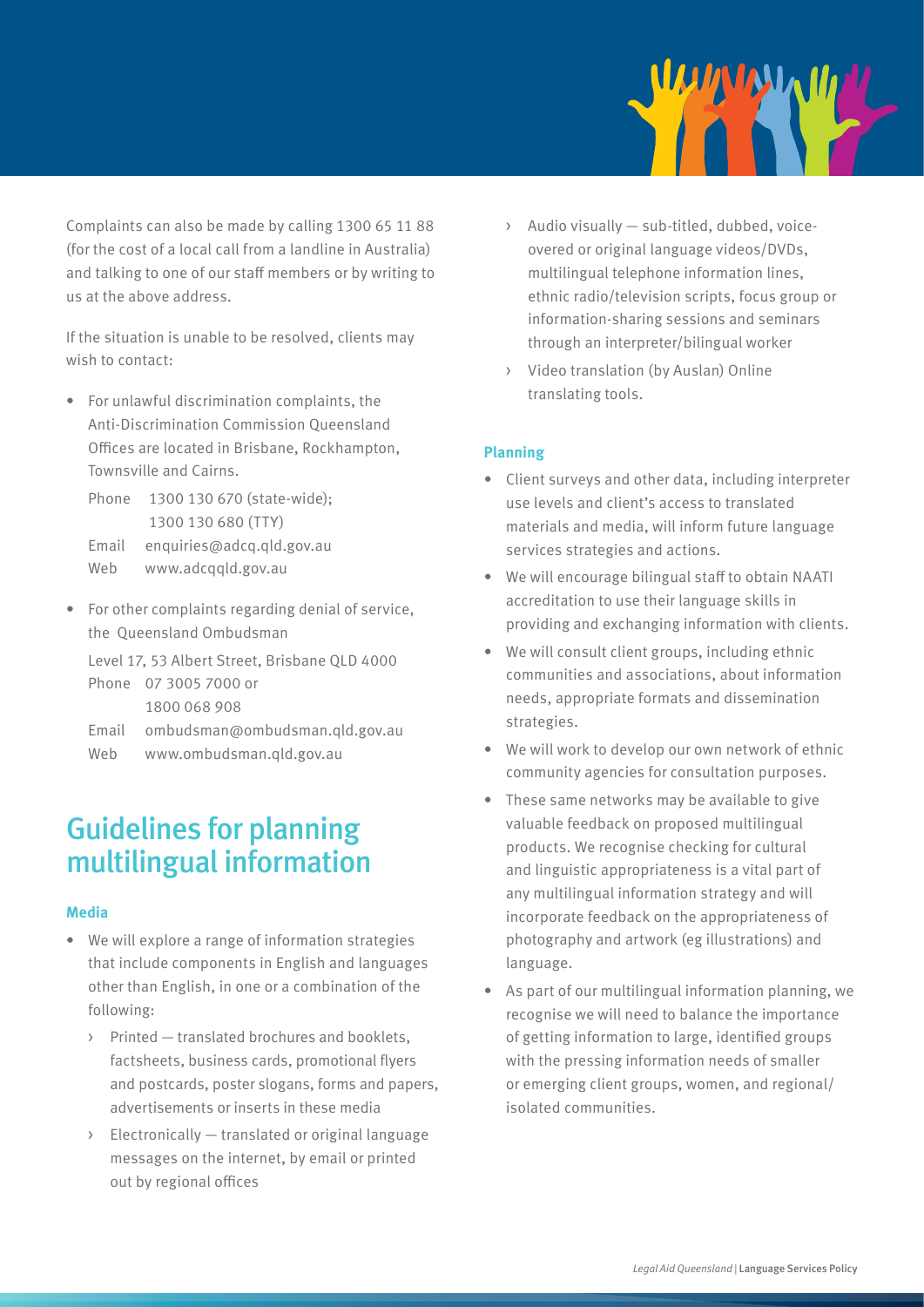Complaints can also be made by calling 1300 65 11 88 (for the cost of a local call from a landline in Australia) and talking to one of our staff members or by writing to us at the above address.

If the situation is unable to be resolved, clients may wish to contact:

- For unlawful discrimination complaints, the Anti-Discrimination Commission Queensland Offices are located in Brisbane, Rockhampton, Townsville and Cairns.

  Phone 1300 130 670 (state-wide);
  1300 130 680 (TTY)
  Email enquiries@adcq.qld.gov.au
  Web www.adcqqld.gov.au

- For other complaints regarding denial of service, the Queensland Ombudsman

  Level 17, 53 Albert Street, Brisbane QLD 4000
  Phone 07 3005 7000 or
  1800 068 908
  Email ombudsman@ombudsman.qld.gov.au
  Web www.ombudsman.qld.gov.au

## Guidelines for planning multilingual information

### Media

- We will explore a range of information strategies that include components in English and languages other than English, in one or a combination of the following:
  - Printed — translated brochures and booklets, factsheets, business cards, promotional flyers and postcards, poster slogans, forms and papers, advertisements or inserts in these media
  - Electronically — translated or original language messages on the internet, by email or printed out by regional offices
  - Audio visually — sub-titled, dubbed, voice-overed or original language videos/DVDs, multilingual telephone information lines, ethnic radio/television scripts, focus group or information-sharing sessions and seminars through an interpreter/bilingual worker
  - Video translation (by Auslan) Online translating tools.

### Planning

- Client surveys and other data, including interpreter use levels and client's access to translated materials and media, will inform future language services strategies and actions.
- We will encourage bilingual staff to obtain NAATI accreditation to use their language skills in providing and exchanging information with clients.
- We will consult client groups, including ethnic communities and associations, about information needs, appropriate formats and dissemination strategies.
- We will work to develop our own network of ethnic community agencies for consultation purposes.
- These same networks may be available to give valuable feedback on proposed multilingual products. We recognise checking for cultural and linguistic appropriateness is a vital part of any multilingual information strategy and will incorporate feedback on the appropriateness of photography and artwork (eg illustrations) and language.
- As part of our multilingual information planning, we recognise we will need to balance the importance of getting information to large, identified groups with the pressing information needs of smaller or emerging client groups, women, and regional/isolated communities.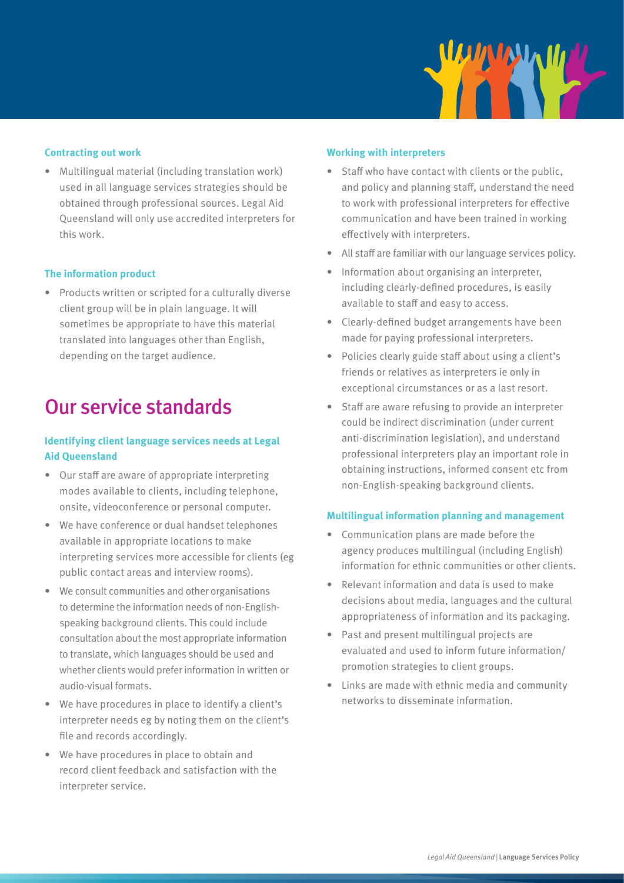#### Contracting out work

- Multilingual material (including translation work) used in all language services strategies should be obtained through professional sources. Legal Aid Queensland will only use accredited interpreters for this work.

#### The information product

- Products written or scripted for a culturally diverse client group will be in plain language. It will sometimes be appropriate to have this material translated into languages other than English, depending on the target audience.

## Our service standards

#### Identifying client language services needs at Legal Aid Queensland

- Our staff are aware of appropriate interpreting modes available to clients, including telephone, onsite, videoconference or personal computer.
- We have conference or dual handset telephones available in appropriate locations to make interpreting services more accessible for clients (eg public contact areas and interview rooms).
- We consult communities and other organisations to determine the information needs of non-English-speaking background clients. This could include consultation about the most appropriate information to translate, which languages should be used and whether clients would prefer information in written or audio-visual formats.
- We have procedures in place to identify a client's interpreter needs eg by noting them on the client's file and records accordingly.
- We have procedures in place to obtain and record client feedback and satisfaction with the interpreter service.

#### Working with interpreters

- Staff who have contact with clients or the public, and policy and planning staff, understand the need to work with professional interpreters for effective communication and have been trained in working effectively with interpreters.
- All staff are familiar with our language services policy.
- Information about organising an interpreter, including clearly-defined procedures, is easily available to staff and easy to access.
- Clearly-defined budget arrangements have been made for paying professional interpreters.
- Policies clearly guide staff about using a client's friends or relatives as interpreters ie only in exceptional circumstances or as a last resort.
- Staff are aware refusing to provide an interpreter could be indirect discrimination (under current anti-discrimination legislation), and understand professional interpreters play an important role in obtaining instructions, informed consent etc from non-English-speaking background clients.

#### Multilingual information planning and management

- Communication plans are made before the agency produces multilingual (including English) information for ethnic communities or other clients.
- Relevant information and data is used to make decisions about media, languages and the cultural appropriateness of information and its packaging.
- Past and present multilingual projects are evaluated and used to inform future information/ promotion strategies to client groups.
- Links are made with ethnic media and community networks to disseminate information.